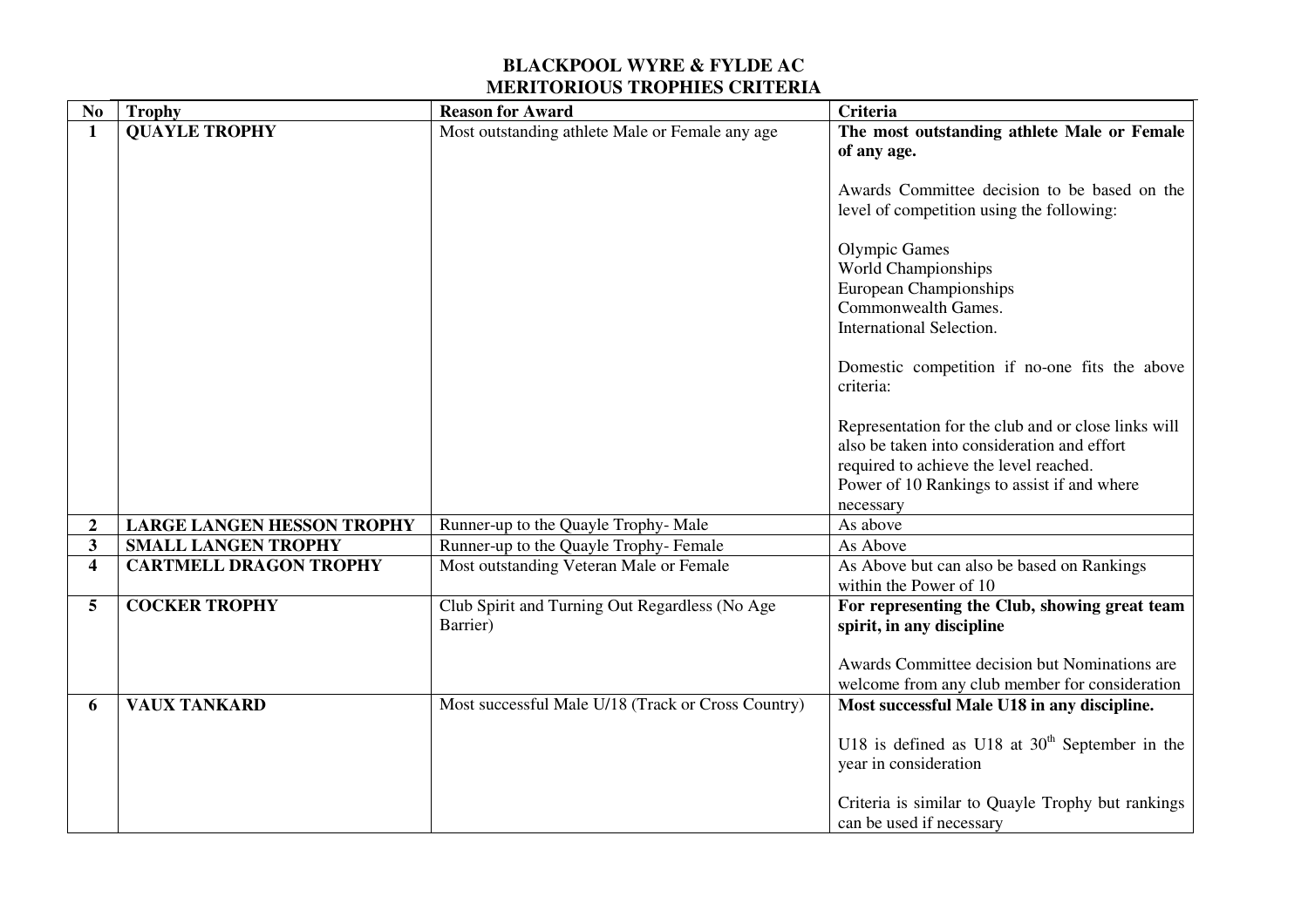# BLACKPOOL WYRE & FYLDE AC
## MERITORIOUS TROPHIES CRITERIA

| No | Trophy | Reason for Award | Criteria |
|---|---|---|---|
| 1 | **QUAYLE TROPHY** | Most outstanding athlete Male or Female any age | **The most outstanding athlete Male or Female of any age.**<br><br>Awards Committee decision to be based on the level of competition using the following:<br><br>Olympic Games<br>World Championships<br>European Championships<br>Commonwealth Games.<br>International Selection.<br><br>Domestic competition if no-one fits the above criteria:<br><br>Representation for the club and or close links will also be taken into consideration and effort required to achieve the level reached.<br>Power of 10 Rankings to assist if and where necessary |
| 2 | **LARGE LANGEN HESSON TROPHY** | Runner-up to the Quayle Trophy- Male | As above |
| 3 | **SMALL LANGEN TROPHY** | Runner-up to the Quayle Trophy- Female | As Above |
| 4 | **CARTMELL DRAGON TROPHY** | Most outstanding Veteran Male or Female | As Above but can also be based on Rankings within the Power of 10 |
| 5 | **COCKER TROPHY** | Club Spirit and Turning Out Regardless (No Age Barrier) | **For representing the Club, showing great team spirit, in any discipline**<br><br>Awards Committee decision but Nominations are welcome from any club member for consideration |
| 6 | **VAUX TANKARD** | Most successful Male U/18 (Track or Cross Country) | **Most successful Male U18 in any discipline.**<br><br>U18 is defined as U18 at 30th September in the year in consideration<br><br>Criteria is similar to Quayle Trophy but rankings can be used if necessary |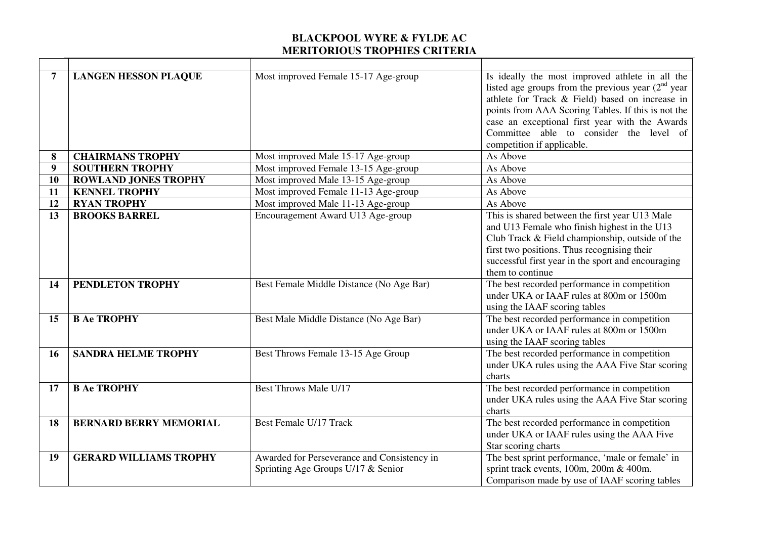# BLACKPOOL WYRE & FYLDE AC
## MERITORIOUS TROPHIES CRITERIA

| | | | |
|---|---|---|---|
| **7** | **LANGEN HESSON PLAQUE** | Most improved Female 15-17 Age-group | Is ideally the most improved athlete in all the listed age groups from the previous year (2nd year athlete for Track & Field) based on increase in points from AAA Scoring Tables. If this is not the case an exceptional first year with the Awards Committee able to consider the level of competition if applicable. |
| **8** | **CHAIRMANS TROPHY** | Most improved Male 15-17 Age-group | As Above |
| **9** | **SOUTHERN TROPHY** | Most improved Female 13-15 Age-group | As Above |
| **10** | **ROWLAND JONES TROPHY** | Most improved Male 13-15 Age-group | As Above |
| **11** | **KENNEL TROPHY** | Most improved Female 11-13 Age-group | As Above |
| **12** | **RYAN TROPHY** | Most improved Male 11-13 Age-group | As Above |
| **13** | **BROOKS BARREL** | Encouragement Award U13 Age-group | This is shared between the first year U13 Male and U13 Female who finish highest in the U13 Club Track & Field championship, outside of the first two positions. Thus recognising their successful first year in the sport and encouraging them to continue |
| **14** | **PENDLETON TROPHY** | Best Female Middle Distance (No Age Bar) | The best recorded performance in competition under UKA or IAAF rules at 800m or 1500m using the IAAF scoring tables |
| **15** | **B Ae TROPHY** | Best Male Middle Distance (No Age Bar) | The best recorded performance in competition under UKA or IAAF rules at 800m or 1500m using the IAAF scoring tables |
| **16** | **SANDRA HELME TROPHY** | Best Throws Female 13-15 Age Group | The best recorded performance in competition under UKA rules using the AAA Five Star scoring charts |
| **17** | **B Ae TROPHY** | Best Throws Male U/17 | The best recorded performance in competition under UKA rules using the AAA Five Star scoring charts |
| **18** | **BERNARD BERRY MEMORIAL** | Best Female U/17 Track | The best recorded performance in competition under UKA or IAAF rules using the AAA Five Star scoring charts |
| **19** | **GERARD WILLIAMS TROPHY** | Awarded for Perseverance and Consistency in Sprinting Age Groups U/17 & Senior | The best sprint performance, 'male or female' in sprint track events, 100m, 200m & 400m. Comparison made by use of IAAF scoring tables |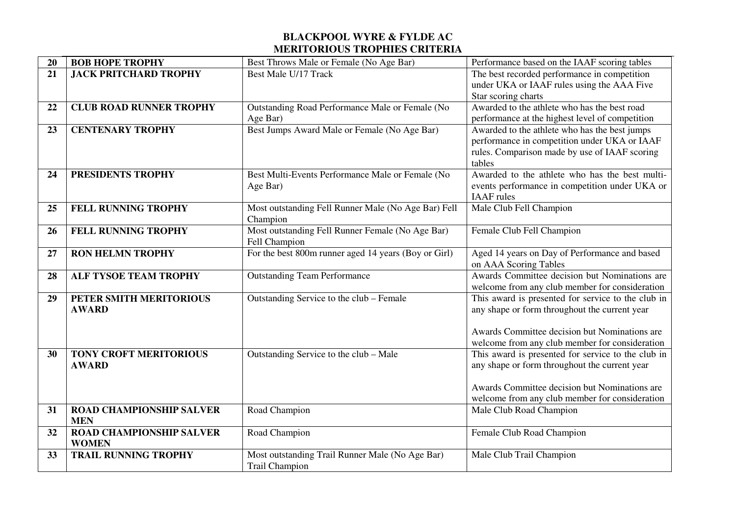# BLACKPOOL WYRE & FYLDE AC
## MERITORIOUS TROPHIES CRITERIA

| | | | |
|---|---|---|---|
| **20** | **BOB HOPE TROPHY** | Best Throws Male or Female (No Age Bar) | Performance based on the IAAF scoring tables |
| **21** | **JACK PRITCHARD TROPHY** | Best Male U/17 Track | The best recorded performance in competition under UKA or IAAF rules using the AAA Five Star scoring charts |
| **22** | **CLUB ROAD RUNNER TROPHY** | Outstanding Road Performance Male or Female (No Age Bar) | Awarded to the athlete who has the best road performance at the highest level of competition |
| **23** | **CENTENARY TROPHY** | Best Jumps Award Male or Female (No Age Bar) | Awarded to the athlete who has the best jumps performance in competition under UKA or IAAF rules. Comparison made by use of IAAF scoring tables |
| **24** | **PRESIDENTS TROPHY** | Best Multi-Events Performance Male or Female (No Age Bar) | Awarded to the athlete who has the best multi-events performance in competition under UKA or IAAF rules |
| **25** | **FELL RUNNING TROPHY** | Most outstanding Fell Runner Male (No Age Bar) Fell Champion | Male Club Fell Champion |
| **26** | **FELL RUNNING TROPHY** | Most outstanding Fell Runner Female (No Age Bar) Fell Champion | Female Club Fell Champion |
| **27** | **RON HELMN TROPHY** | For the best 800m runner aged 14 years (Boy or Girl) | Aged 14 years on Day of Performance and based on AAA Scoring Tables |
| **28** | **ALF TYSOE TEAM TROPHY** | Outstanding Team Performance | Awards Committee decision but Nominations are welcome from any club member for consideration |
| **29** | **PETER SMITH MERITORIOUS AWARD** | Outstanding Service to the club – Female | This award is presented for service to the club in any shape or form throughout the current year<br><br>Awards Committee decision but Nominations are welcome from any club member for consideration |
| **30** | **TONY CROFT MERITORIOUS AWARD** | Outstanding Service to the club – Male | This award is presented for service to the club in any shape or form throughout the current year<br><br>Awards Committee decision but Nominations are welcome from any club member for consideration |
| **31** | **ROAD CHAMPIONSHIP SALVER MEN** | Road Champion | Male Club Road Champion |
| **32** | **ROAD CHAMPIONSHIP SALVER WOMEN** | Road Champion | Female Club Road Champion |
| **33** | **TRAIL RUNNING TROPHY** | Most outstanding Trail Runner Male (No Age Bar) Trail Champion | Male Club Trail Champion |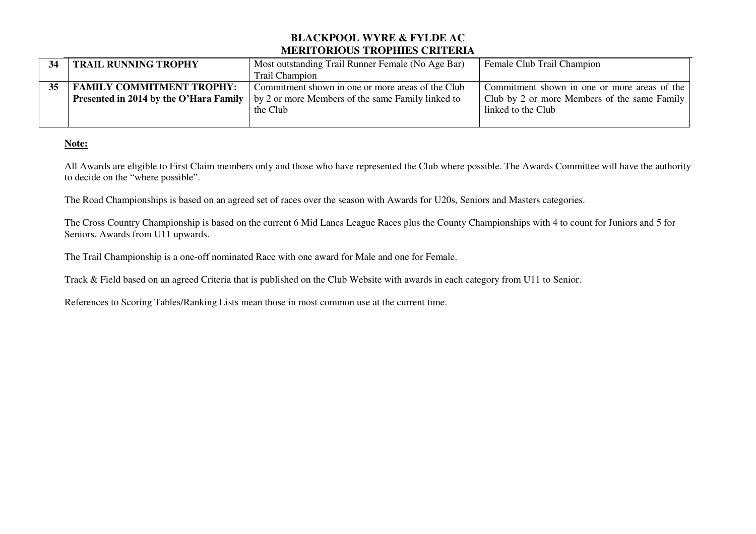# BLACKPOOL WYRE & FYLDE AC
## MERITORIOUS TROPHIES CRITERIA

| | | | |
|---|---|---|---|
| **34** | **TRAIL RUNNING TROPHY** | Most outstanding Trail Runner Female (No Age Bar) Trail Champion | Female Club Trail Champion |
| **35** | **FAMILY COMMITMENT TROPHY: Presented in 2014 by the O'Hara Family** | Commitment shown in one or more areas of the Club by 2 or more Members of the same Family linked to the Club | Commitment shown in one or more areas of the Club by 2 or more Members of the same Family linked to the Club |

**Note:**

All Awards are eligible to First Claim members only and those who have represented the Club where possible. The Awards Committee will have the authority to decide on the "where possible".

The Road Championships is based on an agreed set of races over the season with Awards for U20s, Seniors and Masters categories.

The Cross Country Championship is based on the current 6 Mid Lancs League Races plus the County Championships with 4 to count for Juniors and 5 for Seniors. Awards from U11 upwards.

The Trail Championship is a one-off nominated Race with one award for Male and one for Female.

Track & Field based on an agreed Criteria that is published on the Club Website with awards in each category from U11 to Senior.

References to Scoring Tables/Ranking Lists mean those in most common use at the current time.